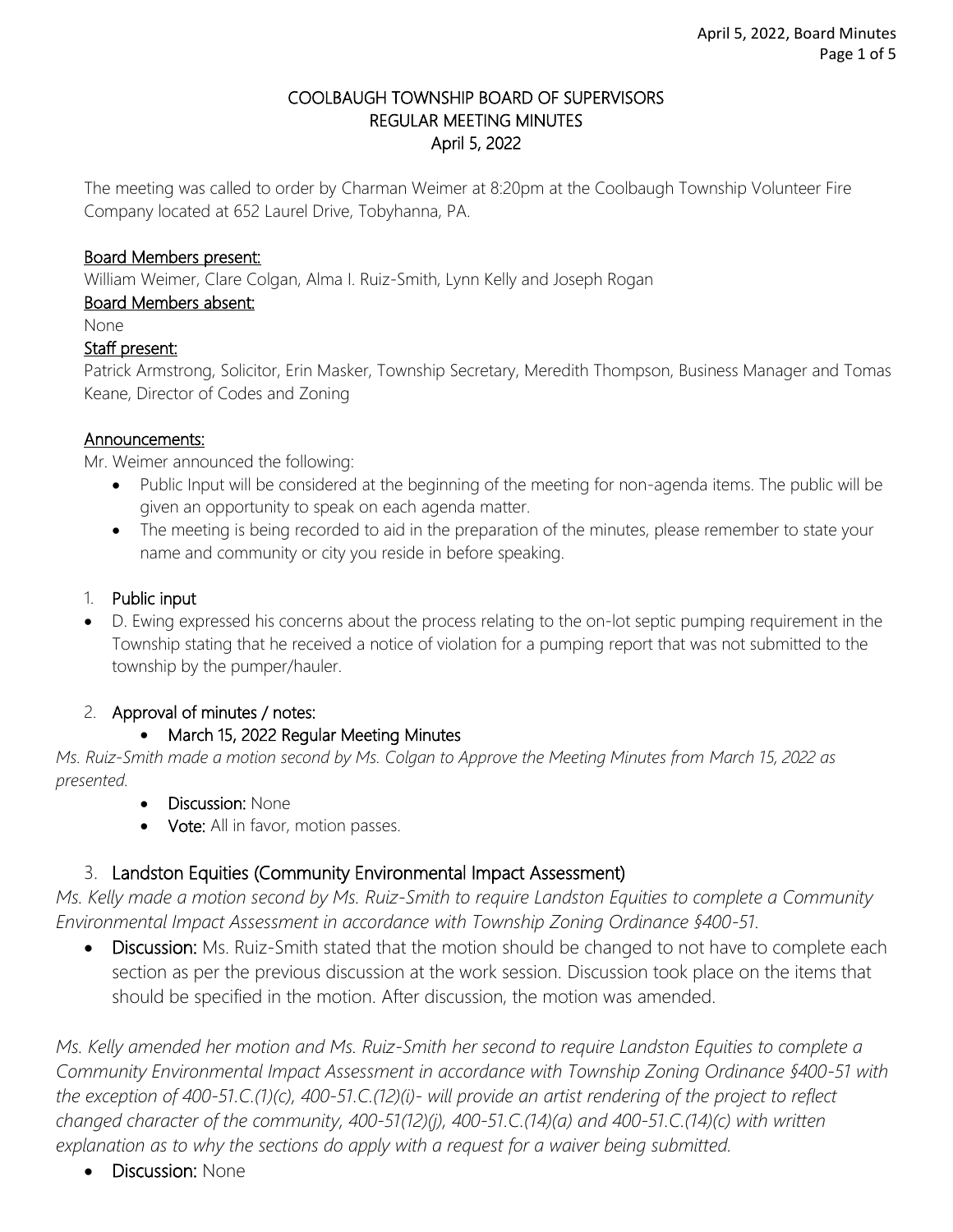# COOLBAUGH TOWNSHIP BOARD OF SUPERVISORS
## REGULAR MEETING MINUTES
### April 5, 2022

The meeting was called to order by Charman Weimer at 8:20pm at the Coolbaugh Township Volunteer Fire Company located at 652 Laurel Drive, Tobyhanna, PA.

**Board Members present:**
William Weimer, Clare Colgan, Alma I. Ruiz-Smith, Lynn Kelly and Joseph Rogan

**Board Members absent:**
None

**Staff present:**
Patrick Armstrong, Solicitor, Erin Masker, Township Secretary, Meredith Thompson, Business Manager and Tomas Keane, Director of Codes and Zoning

**Announcements:**
Mr. Weimer announced the following:

- Public Input will be considered at the beginning of the meeting for non-agenda items. The public will be given an opportunity to speak on each agenda matter.
- The meeting is being recorded to aid in the preparation of the minutes, please remember to state your name and community or city you reside in before speaking.

1. **Public input**

- D. Ewing expressed his concerns about the process relating to the on-lot septic pumping requirement in the Township stating that he received a notice of violation for a pumping report that was not submitted to the township by the pumper/hauler.

2. **Approval of minutes / notes:**
   - **March 15, 2022 Regular Meeting Minutes**

*Ms. Ruiz-Smith made a motion second by Ms. Colgan to Approve the Meeting Minutes from March 15, 2022 as presented.*

- **Discussion:** None
- **Vote:** All in favor, motion passes.

3. **Landston Equities (Community Environmental Impact Assessment)**

*Ms. Kelly made a motion second by Ms. Ruiz-Smith to require Landston Equities to complete a Community Environmental Impact Assessment in accordance with Township Zoning Ordinance §400-51.*

- **Discussion:** Ms. Ruiz-Smith stated that the motion should be changed to not have to complete each section as per the previous discussion at the work session. Discussion took place on the items that should be specified in the motion. After discussion, the motion was amended.

*Ms. Kelly amended her motion and Ms. Ruiz-Smith her second to require Landston Equities to complete a Community Environmental Impact Assessment in accordance with Township Zoning Ordinance §400-51 with the exception of 400-51.C.(1)(c), 400-51.C.(12)(i)- will provide an artist rendering of the project to reflect changed character of the community, 400-51(12)(j), 400-51.C.(14)(a) and 400-51.C.(14)(c) with written explanation as to why the sections do apply with a request for a waiver being submitted.*

- **Discussion:** None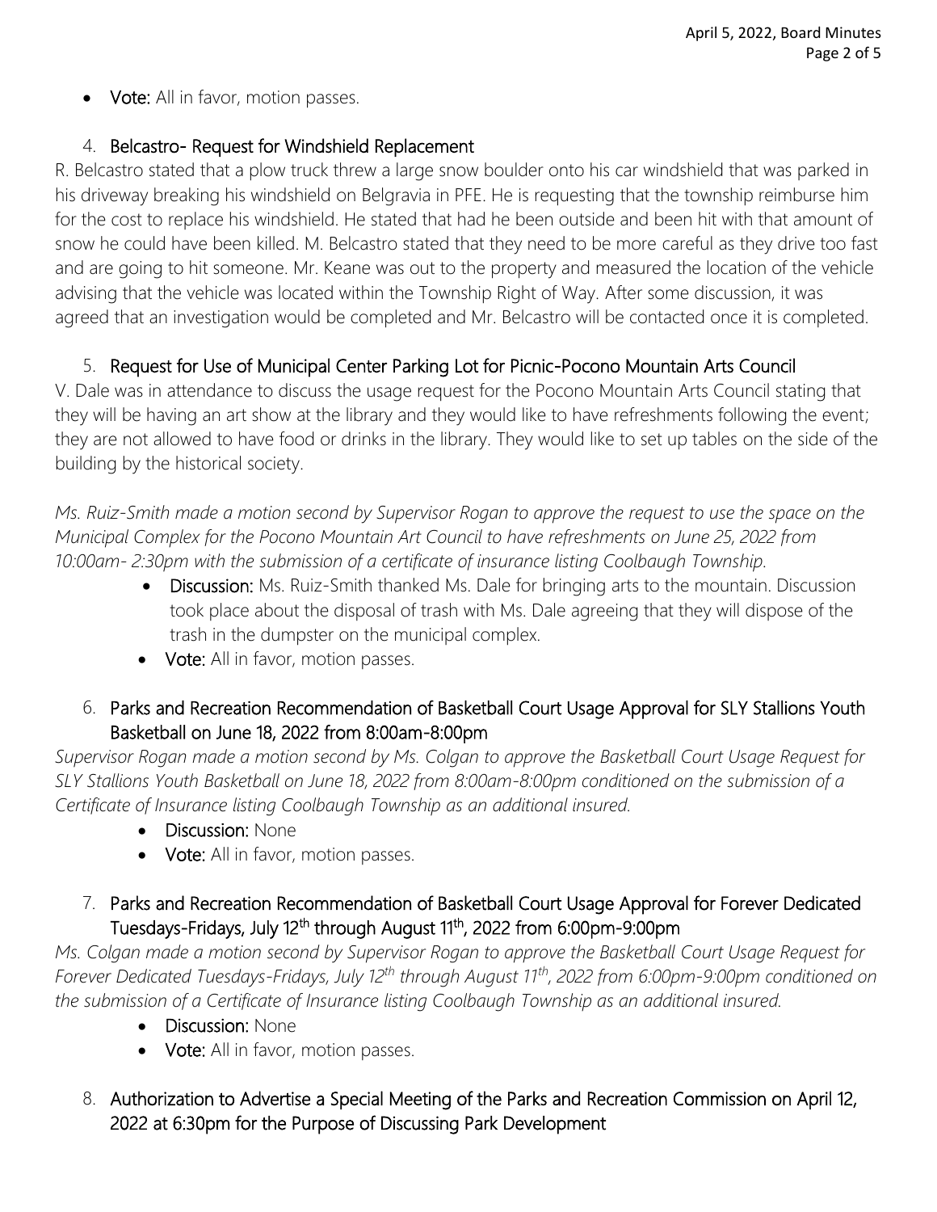- **Vote:** All in favor, motion passes.

4. **Belcastro- Request for Windshield Replacement**

R. Belcastro stated that a plow truck threw a large snow boulder onto his car windshield that was parked in his driveway breaking his windshield on Belgravia in PFE. He is requesting that the township reimburse him for the cost to replace his windshield. He stated that had he been outside and been hit with that amount of snow he could have been killed. M. Belcastro stated that they need to be more careful as they drive too fast and are going to hit someone. Mr. Keane was out to the property and measured the location of the vehicle advising that the vehicle was located within the Township Right of Way. After some discussion, it was agreed that an investigation would be completed and Mr. Belcastro will be contacted once it is completed.

5. **Request for Use of Municipal Center Parking Lot for Picnic-Pocono Mountain Arts Council**

V. Dale was in attendance to discuss the usage request for the Pocono Mountain Arts Council stating that they will be having an art show at the library and they would like to have refreshments following the event; they are not allowed to have food or drinks in the library. They would like to set up tables on the side of the building by the historical society.

*Ms. Ruiz-Smith made a motion second by Supervisor Rogan to approve the request to use the space on the Municipal Complex for the Pocono Mountain Art Council to have refreshments on June 25, 2022 from 10:00am- 2:30pm with the submission of a certificate of insurance listing Coolbaugh Township.*

- **Discussion:** Ms. Ruiz-Smith thanked Ms. Dale for bringing arts to the mountain. Discussion took place about the disposal of trash with Ms. Dale agreeing that they will dispose of the trash in the dumpster on the municipal complex.
- **Vote:** All in favor, motion passes.

6. **Parks and Recreation Recommendation of Basketball Court Usage Approval for SLY Stallions Youth Basketball on June 18, 2022 from 8:00am-8:00pm**

*Supervisor Rogan made a motion second by Ms. Colgan to approve the Basketball Court Usage Request for SLY Stallions Youth Basketball on June 18, 2022 from 8:00am-8:00pm conditioned on the submission of a Certificate of Insurance listing Coolbaugh Township as an additional insured.*

- **Discussion:** None
- **Vote:** All in favor, motion passes.

7. **Parks and Recreation Recommendation of Basketball Court Usage Approval for Forever Dedicated Tuesdays-Fridays, July 12th through August 11th, 2022 from 6:00pm-9:00pm**

*Ms. Colgan made a motion second by Supervisor Rogan to approve the Basketball Court Usage Request for Forever Dedicated Tuesdays-Fridays, July 12th through August 11th, 2022 from 6:00pm-9:00pm conditioned on the submission of a Certificate of Insurance listing Coolbaugh Township as an additional insured.*

- **Discussion:** None
- **Vote:** All in favor, motion passes.

8. **Authorization to Advertise a Special Meeting of the Parks and Recreation Commission on April 12, 2022 at 6:30pm for the Purpose of Discussing Park Development**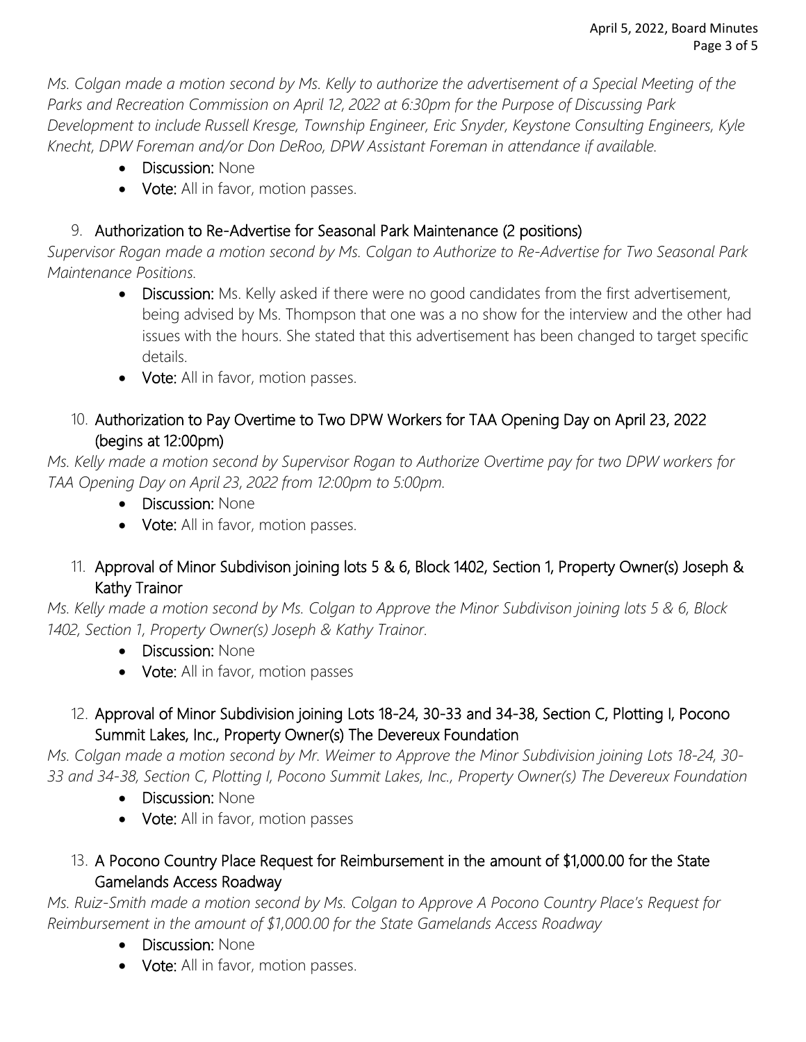*Ms. Colgan made a motion second by Ms. Kelly to authorize the advertisement of a Special Meeting of the Parks and Recreation Commission on April 12, 2022 at 6:30pm for the Purpose of Discussing Park Development to include Russell Kresge, Township Engineer, Eric Snyder, Keystone Consulting Engineers, Kyle Knecht, DPW Foreman and/or Don DeRoo, DPW Assistant Foreman in attendance if available.*

- **Discussion:** None
- **Vote:** All in favor, motion passes.

9. **Authorization to Re-Advertise for Seasonal Park Maintenance (2 positions)**

*Supervisor Rogan made a motion second by Ms. Colgan to Authorize to Re-Advertise for Two Seasonal Park Maintenance Positions.*

- **Discussion:** Ms. Kelly asked if there were no good candidates from the first advertisement, being advised by Ms. Thompson that one was a no show for the interview and the other had issues with the hours. She stated that this advertisement has been changed to target specific details.
- **Vote:** All in favor, motion passes.

10. **Authorization to Pay Overtime to Two DPW Workers for TAA Opening Day on April 23, 2022 (begins at 12:00pm)**

*Ms. Kelly made a motion second by Supervisor Rogan to Authorize Overtime pay for two DPW workers for TAA Opening Day on April 23, 2022 from 12:00pm to 5:00pm.*

- **Discussion:** None
- **Vote:** All in favor, motion passes.

11. **Approval of Minor Subdivison joining lots 5 & 6, Block 1402, Section 1, Property Owner(s) Joseph & Kathy Trainor**

*Ms. Kelly made a motion second by Ms. Colgan to Approve the Minor Subdivison joining lots 5 & 6, Block 1402, Section 1, Property Owner(s) Joseph & Kathy Trainor.*

- **Discussion:** None
- **Vote:** All in favor, motion passes

12. **Approval of Minor Subdivision joining Lots 18-24, 30-33 and 34-38, Section C, Plotting I, Pocono Summit Lakes, Inc., Property Owner(s) The Devereux Foundation**

*Ms. Colgan made a motion second by Mr. Weimer to Approve the Minor Subdivision joining Lots 18-24, 30-33 and 34-38, Section C, Plotting I, Pocono Summit Lakes, Inc., Property Owner(s) The Devereux Foundation*

- **Discussion:** None
- **Vote:** All in favor, motion passes

13. **A Pocono Country Place Request for Reimbursement in the amount of $1,000.00 for the State Gamelands Access Roadway**

*Ms. Ruiz-Smith made a motion second by Ms. Colgan to Approve A Pocono Country Place's Request for Reimbursement in the amount of $1,000.00 for the State Gamelands Access Roadway*

- **Discussion:** None
- **Vote:** All in favor, motion passes.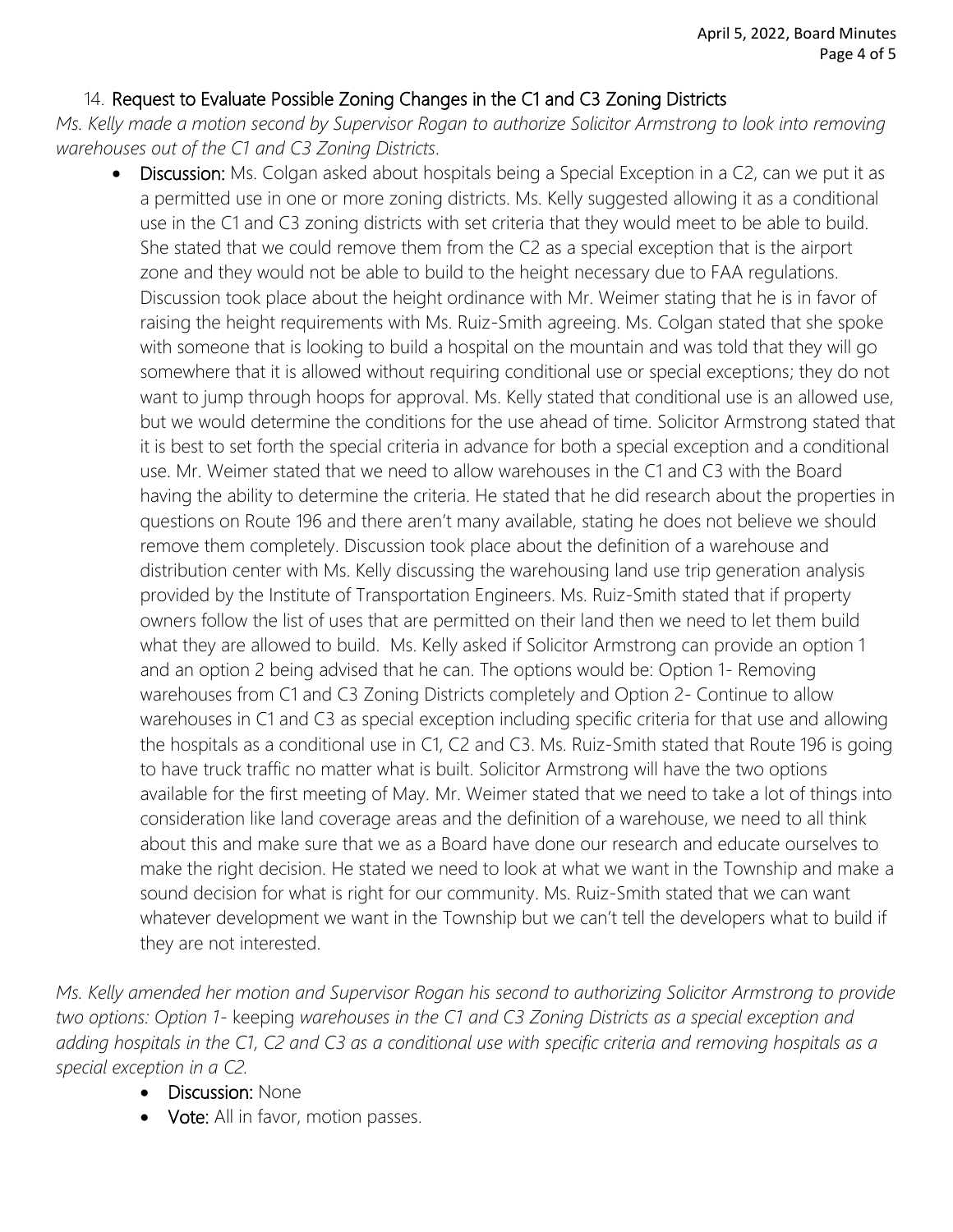### 14. Request to Evaluate Possible Zoning Changes in the C1 and C3 Zoning Districts

*Ms. Kelly made a motion second by Supervisor Rogan to authorize Solicitor Armstrong to look into removing warehouses out of the C1 and C3 Zoning Districts.*

- **Discussion:** Ms. Colgan asked about hospitals being a Special Exception in a C2, can we put it as a permitted use in one or more zoning districts. Ms. Kelly suggested allowing it as a conditional use in the C1 and C3 zoning districts with set criteria that they would meet to be able to build. She stated that we could remove them from the C2 as a special exception that is the airport zone and they would not be able to build to the height necessary due to FAA regulations. Discussion took place about the height ordinance with Mr. Weimer stating that he is in favor of raising the height requirements with Ms. Ruiz-Smith agreeing. Ms. Colgan stated that she spoke with someone that is looking to build a hospital on the mountain and was told that they will go somewhere that it is allowed without requiring conditional use or special exceptions; they do not want to jump through hoops for approval. Ms. Kelly stated that conditional use is an allowed use, but we would determine the conditions for the use ahead of time. Solicitor Armstrong stated that it is best to set forth the special criteria in advance for both a special exception and a conditional use. Mr. Weimer stated that we need to allow warehouses in the C1 and C3 with the Board having the ability to determine the criteria. He stated that he did research about the properties in questions on Route 196 and there aren't many available, stating he does not believe we should remove them completely. Discussion took place about the definition of a warehouse and distribution center with Ms. Kelly discussing the warehousing land use trip generation analysis provided by the Institute of Transportation Engineers. Ms. Ruiz-Smith stated that if property owners follow the list of uses that are permitted on their land then we need to let them build what they are allowed to build. Ms. Kelly asked if Solicitor Armstrong can provide an option 1 and an option 2 being advised that he can. The options would be: Option 1- Removing warehouses from C1 and C3 Zoning Districts completely and Option 2- Continue to allow warehouses in C1 and C3 as special exception including specific criteria for that use and allowing the hospitals as a conditional use in C1, C2 and C3. Ms. Ruiz-Smith stated that Route 196 is going to have truck traffic no matter what is built. Solicitor Armstrong will have the two options available for the first meeting of May. Mr. Weimer stated that we need to take a lot of things into consideration like land coverage areas and the definition of a warehouse, we need to all think about this and make sure that we as a Board have done our research and educate ourselves to make the right decision. He stated we need to look at what we want in the Township and make a sound decision for what is right for our community. Ms. Ruiz-Smith stated that we can want whatever development we want in the Township but we can't tell the developers what to build if they are not interested.

*Ms. Kelly amended her motion and Supervisor Rogan his second to authorizing Solicitor Armstrong to provide two options: Option 1-* keeping *warehouses in the C1 and C3 Zoning Districts as a special exception and adding hospitals in the C1, C2 and C3 as a conditional use with specific criteria and removing hospitals as a special exception in a C2.*

- **Discussion:** None
- **Vote:** All in favor, motion passes.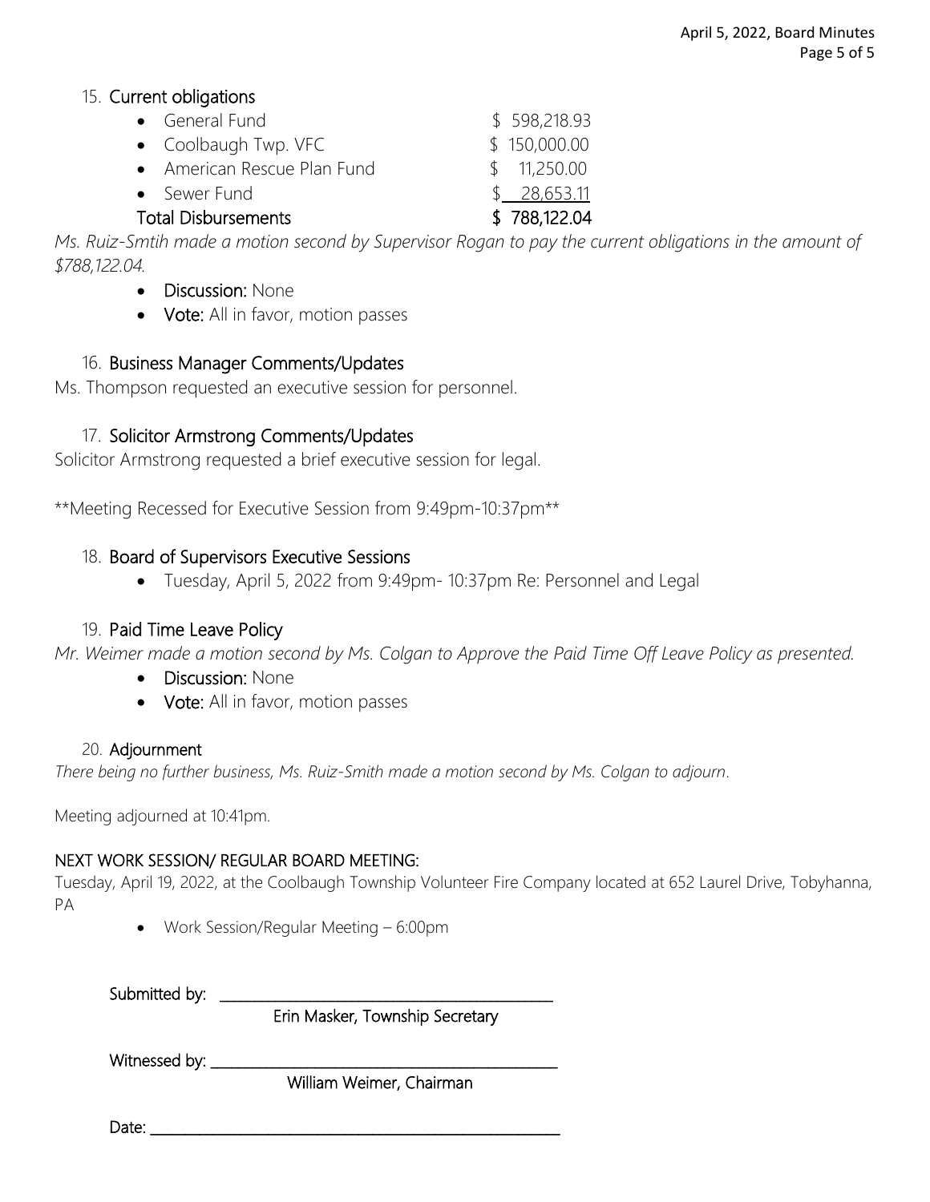15. **Current obligations**

| | |
|---|---|
| • General Fund | $ 598,218.93 |
| • Coolbaugh Twp. VFC | $ 150,000.00 |
| • American Rescue Plan Fund | $ 11,250.00 |
| • Sewer Fund | $ 28,653.11 |
| Total Disbursements | $ 788,122.04 |

*Ms. Ruiz-Smtih made a motion second by Supervisor Rogan to pay the current obligations in the amount of $788,122.04.*

- **Discussion:** None
- **Vote:** All in favor, motion passes

16. **Business Manager Comments/Updates**

Ms. Thompson requested an executive session for personnel.

17. **Solicitor Armstrong Comments/Updates**

Solicitor Armstrong requested a brief executive session for legal.

**Meeting Recessed for Executive Session from 9:49pm-10:37pm**

18. **Board of Supervisors Executive Sessions**

- Tuesday, April 5, 2022 from 9:49pm- 10:37pm Re: Personnel and Legal

19. **Paid Time Leave Policy**

*Mr. Weimer made a motion second by Ms. Colgan to Approve the Paid Time Off Leave Policy as presented.*

- **Discussion:** None
- **Vote:** All in favor, motion passes

20. **Adjournment**

*There being no further business, Ms. Ruiz-Smith made a motion second by Ms. Colgan to adjourn.*

Meeting adjourned at 10:41pm.

**NEXT WORK SESSION/ REGULAR BOARD MEETING:**

Tuesday, April 19, 2022, at the Coolbaugh Township Volunteer Fire Company located at 652 Laurel Drive, Tobyhanna, PA

- Work Session/Regular Meeting – 6:00pm

Submitted by: ______________________________
Erin Masker, Township Secretary

Witnessed by: ______________________________
William Weimer, Chairman

Date: ______________________________